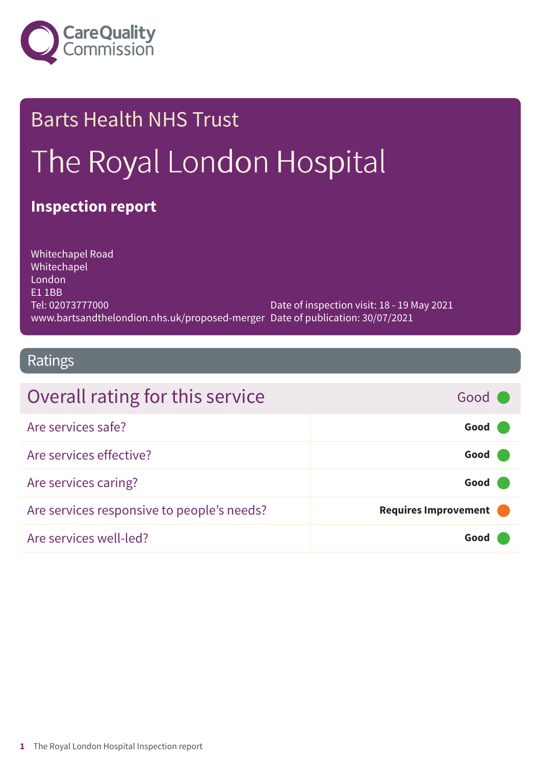Care Quality Commission

# Barts Health NHS Trust

# The Royal London Hospital

## Inspection report

Whitechapel Road
Whitechapel
London
E1 1BB
Tel: 02073777000
www.bartsandthelondion.nhs.uk/proposed-merger

Date of inspection visit: 18 - 19 May 2021
Date of publication: 30/07/2021

## Ratings

| Overall rating for this service | Good |
| --- | --- |
| Are services safe? | Good |
| Are services effective? | Good |
| Are services caring? | Good |
| Are services responsive to people's needs? | Requires Improvement |
| Are services well-led? | Good |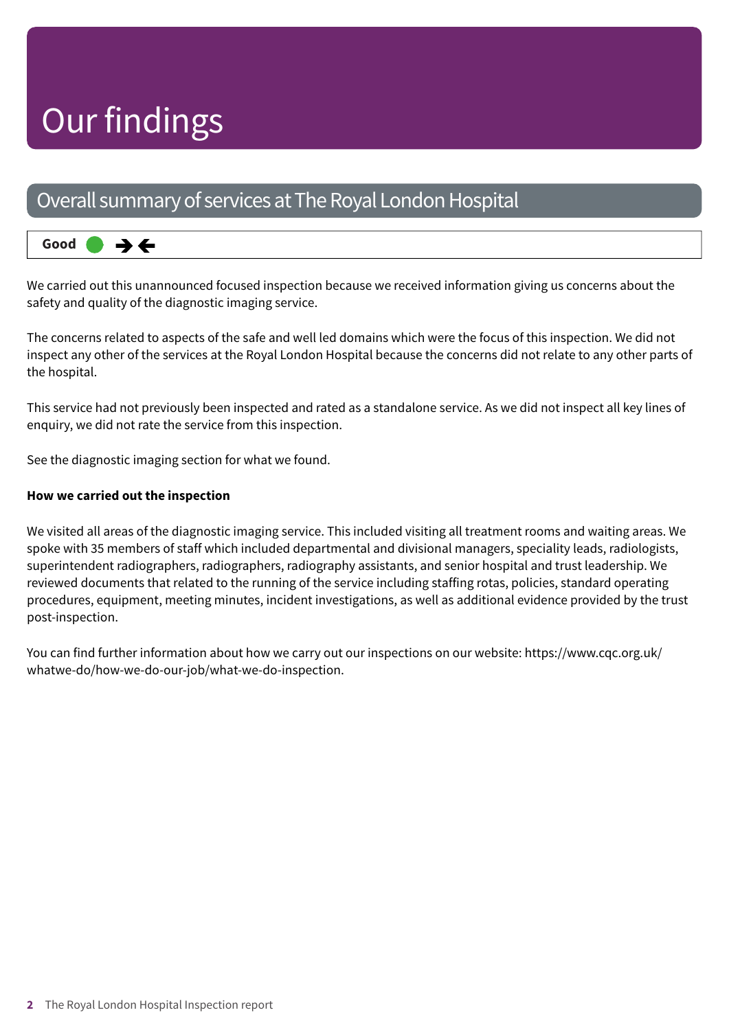# Our findings

## Overall summary of services at The Royal London Hospital

**Good** ● → ←

We carried out this unannounced focused inspection because we received information giving us concerns about the safety and quality of the diagnostic imaging service.

The concerns related to aspects of the safe and well led domains which were the focus of this inspection. We did not inspect any other of the services at the Royal London Hospital because the concerns did not relate to any other parts of the hospital.

This service had not previously been inspected and rated as a standalone service. As we did not inspect all key lines of enquiry, we did not rate the service from this inspection.

See the diagnostic imaging section for what we found.

**How we carried out the inspection**

We visited all areas of the diagnostic imaging service. This included visiting all treatment rooms and waiting areas. We spoke with 35 members of staff which included departmental and divisional managers, speciality leads, radiologists, superintendent radiographers, radiographers, radiography assistants, and senior hospital and trust leadership. We reviewed documents that related to the running of the service including staffing rotas, policies, standard operating procedures, equipment, meeting minutes, incident investigations, as well as additional evidence provided by the trust post-inspection.

You can find further information about how we carry out our inspections on our website: https://www.cqc.org.uk/whatwe-do/how-we-do-our-job/what-we-do-inspection.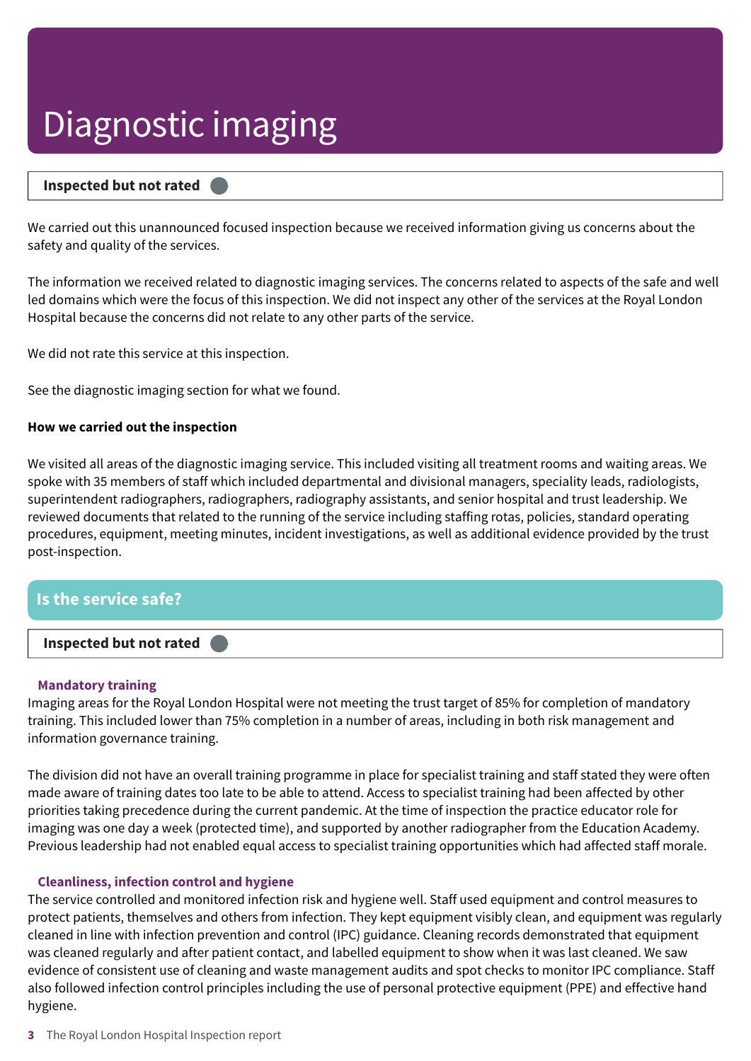# Diagnostic imaging

**Inspected but not rated**

We carried out this unannounced focused inspection because we received information giving us concerns about the safety and quality of the services.

The information we received related to diagnostic imaging services. The concerns related to aspects of the safe and well led domains which were the focus of this inspection. We did not inspect any other of the services at the Royal London Hospital because the concerns did not relate to any other parts of the service.

We did not rate this service at this inspection.

See the diagnostic imaging section for what we found.

**How we carried out the inspection**

We visited all areas of the diagnostic imaging service. This included visiting all treatment rooms and waiting areas. We spoke with 35 members of staff which included departmental and divisional managers, speciality leads, radiologists, superintendent radiographers, radiographers, radiography assistants, and senior hospital and trust leadership. We reviewed documents that related to the running of the service including staffing rotas, policies, standard operating procedures, equipment, meeting minutes, incident investigations, as well as additional evidence provided by the trust post-inspection.

## Is the service safe?

**Inspected but not rated**

### Mandatory training

Imaging areas for the Royal London Hospital were not meeting the trust target of 85% for completion of mandatory training. This included lower than 75% completion in a number of areas, including in both risk management and information governance training.

The division did not have an overall training programme in place for specialist training and staff stated they were often made aware of training dates too late to be able to attend. Access to specialist training had been affected by other priorities taking precedence during the current pandemic. At the time of inspection the practice educator role for imaging was one day a week (protected time), and supported by another radiographer from the Education Academy. Previous leadership had not enabled equal access to specialist training opportunities which had affected staff morale.

### Cleanliness, infection control and hygiene

The service controlled and monitored infection risk and hygiene well. Staff used equipment and control measures to protect patients, themselves and others from infection. They kept equipment visibly clean, and equipment was regularly cleaned in line with infection prevention and control (IPC) guidance. Cleaning records demonstrated that equipment was cleaned regularly and after patient contact, and labelled equipment to show when it was last cleaned. We saw evidence of consistent use of cleaning and waste management audits and spot checks to monitor IPC compliance. Staff also followed infection control principles including the use of personal protective equipment (PPE) and effective hand hygiene.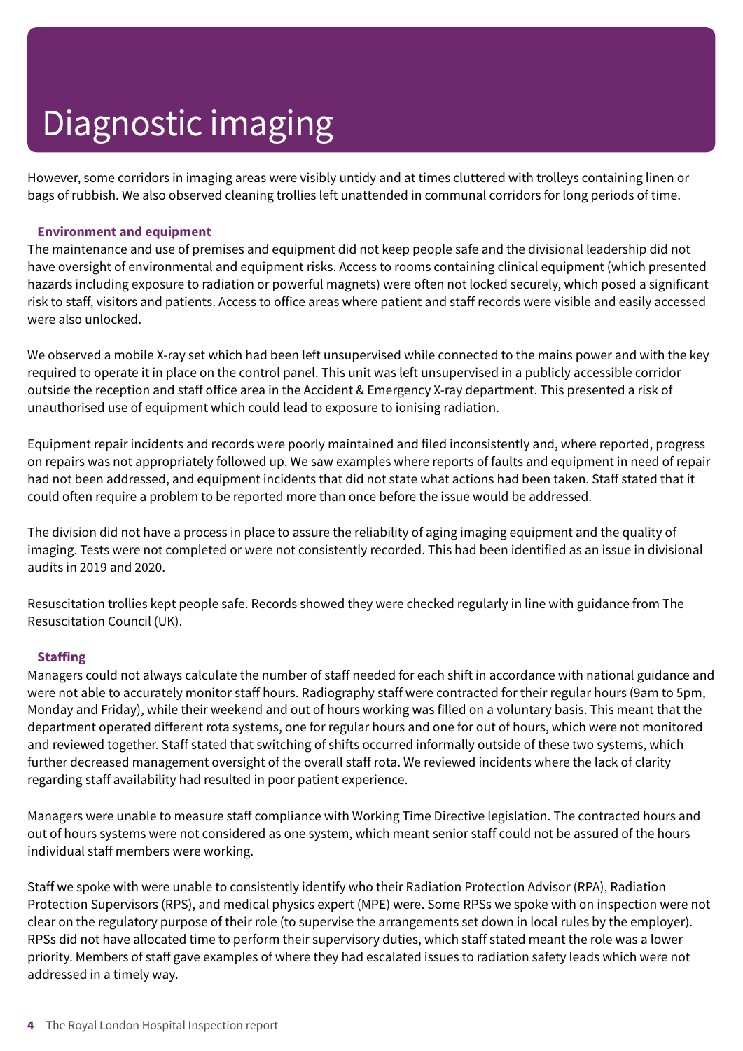# Diagnostic imaging

However, some corridors in imaging areas were visibly untidy and at times cluttered with trolleys containing linen or bags of rubbish. We also observed cleaning trollies left unattended in communal corridors for long periods of time.

### Environment and equipment

The maintenance and use of premises and equipment did not keep people safe and the divisional leadership did not have oversight of environmental and equipment risks. Access to rooms containing clinical equipment (which presented hazards including exposure to radiation or powerful magnets) were often not locked securely, which posed a significant risk to staff, visitors and patients. Access to office areas where patient and staff records were visible and easily accessed were also unlocked.

We observed a mobile X-ray set which had been left unsupervised while connected to the mains power and with the key required to operate it in place on the control panel. This unit was left unsupervised in a publicly accessible corridor outside the reception and staff office area in the Accident & Emergency X-ray department. This presented a risk of unauthorised use of equipment which could lead to exposure to ionising radiation.

Equipment repair incidents and records were poorly maintained and filed inconsistently and, where reported, progress on repairs was not appropriately followed up. We saw examples where reports of faults and equipment in need of repair had not been addressed, and equipment incidents that did not state what actions had been taken. Staff stated that it could often require a problem to be reported more than once before the issue would be addressed.

The division did not have a process in place to assure the reliability of aging imaging equipment and the quality of imaging. Tests were not completed or were not consistently recorded. This had been identified as an issue in divisional audits in 2019 and 2020.

Resuscitation trollies kept people safe. Records showed they were checked regularly in line with guidance from The Resuscitation Council (UK).

### Staffing

Managers could not always calculate the number of staff needed for each shift in accordance with national guidance and were not able to accurately monitor staff hours. Radiography staff were contracted for their regular hours (9am to 5pm, Monday and Friday), while their weekend and out of hours working was filled on a voluntary basis. This meant that the department operated different rota systems, one for regular hours and one for out of hours, which were not monitored and reviewed together. Staff stated that switching of shifts occurred informally outside of these two systems, which further decreased management oversight of the overall staff rota. We reviewed incidents where the lack of clarity regarding staff availability had resulted in poor patient experience.

Managers were unable to measure staff compliance with Working Time Directive legislation. The contracted hours and out of hours systems were not considered as one system, which meant senior staff could not be assured of the hours individual staff members were working.

Staff we spoke with were unable to consistently identify who their Radiation Protection Advisor (RPA), Radiation Protection Supervisors (RPS), and medical physics expert (MPE) were. Some RPSs we spoke with on inspection were not clear on the regulatory purpose of their role (to supervise the arrangements set down in local rules by the employer). RPSs did not have allocated time to perform their supervisory duties, which staff stated meant the role was a lower priority. Members of staff gave examples of where they had escalated issues to radiation safety leads which were not addressed in a timely way.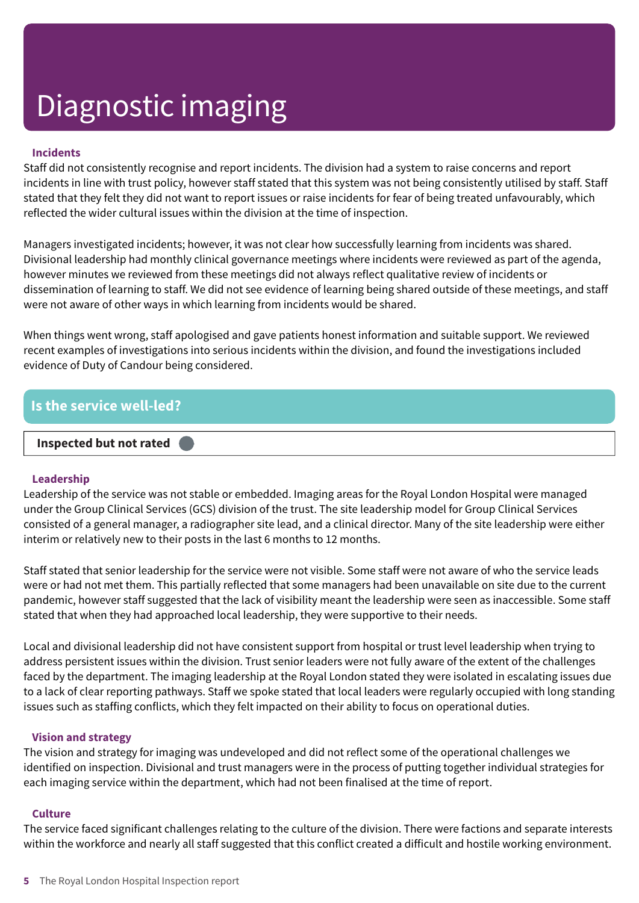# Diagnostic imaging

### Incidents

Staff did not consistently recognise and report incidents. The division had a system to raise concerns and report incidents in line with trust policy, however staff stated that this system was not being consistently utilised by staff. Staff stated that they felt they did not want to report issues or raise incidents for fear of being treated unfavourably, which reflected the wider cultural issues within the division at the time of inspection.

Managers investigated incidents; however, it was not clear how successfully learning from incidents was shared. Divisional leadership had monthly clinical governance meetings where incidents were reviewed as part of the agenda, however minutes we reviewed from these meetings did not always reflect qualitative review of incidents or dissemination of learning to staff. We did not see evidence of learning being shared outside of these meetings, and staff were not aware of other ways in which learning from incidents would be shared.

When things went wrong, staff apologised and gave patients honest information and suitable support. We reviewed recent examples of investigations into serious incidents within the division, and found the investigations included evidence of Duty of Candour being considered.

## Is the service well-led?

**Inspected but not rated**

### Leadership

Leadership of the service was not stable or embedded. Imaging areas for the Royal London Hospital were managed under the Group Clinical Services (GCS) division of the trust. The site leadership model for Group Clinical Services consisted of a general manager, a radiographer site lead, and a clinical director. Many of the site leadership were either interim or relatively new to their posts in the last 6 months to 12 months.

Staff stated that senior leadership for the service were not visible. Some staff were not aware of who the service leads were or had not met them. This partially reflected that some managers had been unavailable on site due to the current pandemic, however staff suggested that the lack of visibility meant the leadership were seen as inaccessible. Some staff stated that when they had approached local leadership, they were supportive to their needs.

Local and divisional leadership did not have consistent support from hospital or trust level leadership when trying to address persistent issues within the division. Trust senior leaders were not fully aware of the extent of the challenges faced by the department. The imaging leadership at the Royal London stated they were isolated in escalating issues due to a lack of clear reporting pathways. Staff we spoke stated that local leaders were regularly occupied with long standing issues such as staffing conflicts, which they felt impacted on their ability to focus on operational duties.

### Vision and strategy

The vision and strategy for imaging was undeveloped and did not reflect some of the operational challenges we identified on inspection. Divisional and trust managers were in the process of putting together individual strategies for each imaging service within the department, which had not been finalised at the time of report.

### Culture

The service faced significant challenges relating to the culture of the division. There were factions and separate interests within the workforce and nearly all staff suggested that this conflict created a difficult and hostile working environment.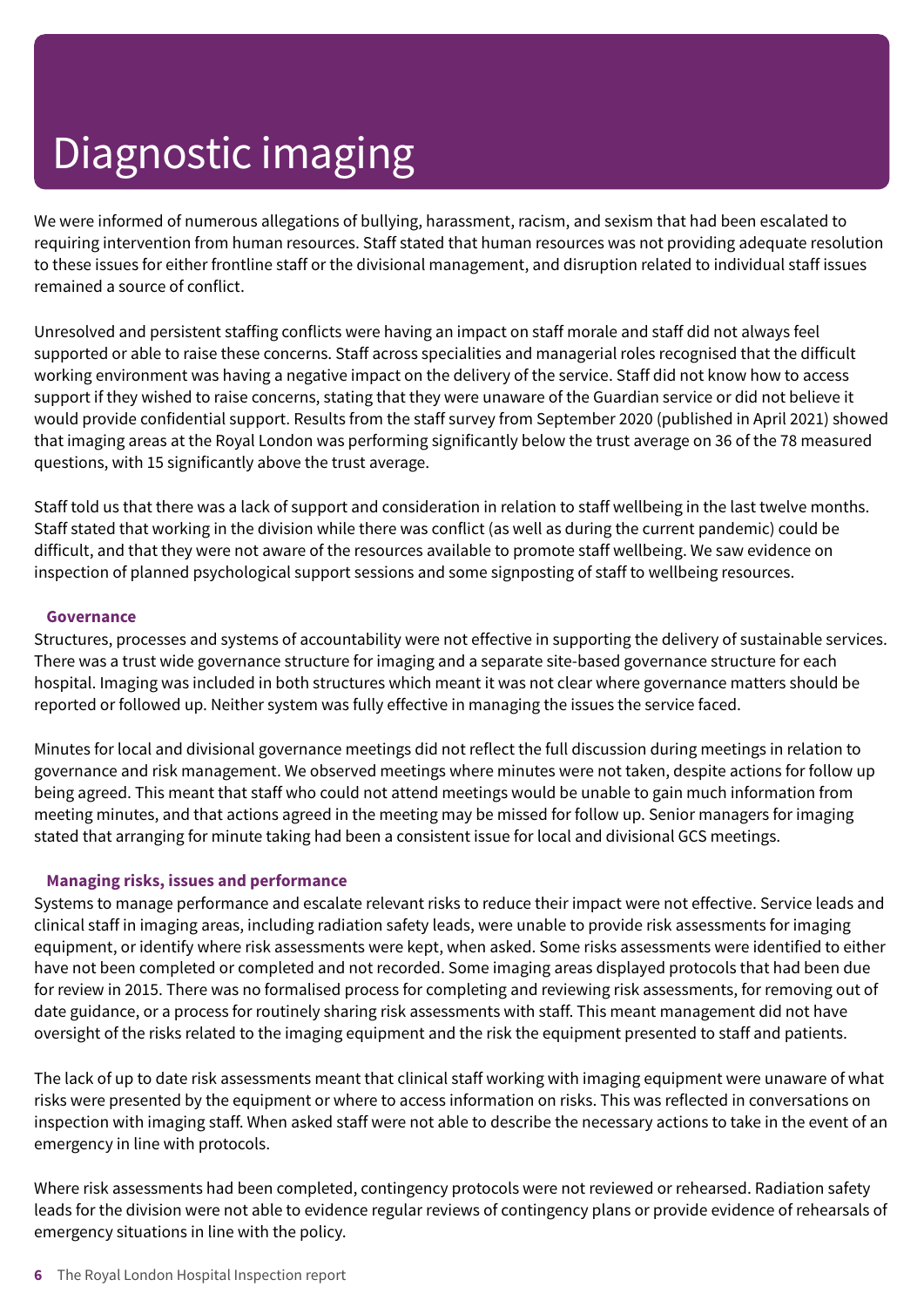# Diagnostic imaging

We were informed of numerous allegations of bullying, harassment, racism, and sexism that had been escalated to requiring intervention from human resources. Staff stated that human resources was not providing adequate resolution to these issues for either frontline staff or the divisional management, and disruption related to individual staff issues remained a source of conflict.

Unresolved and persistent staffing conflicts were having an impact on staff morale and staff did not always feel supported or able to raise these concerns. Staff across specialities and managerial roles recognised that the difficult working environment was having a negative impact on the delivery of the service. Staff did not know how to access support if they wished to raise concerns, stating that they were unaware of the Guardian service or did not believe it would provide confidential support. Results from the staff survey from September 2020 (published in April 2021) showed that imaging areas at the Royal London was performing significantly below the trust average on 36 of the 78 measured questions, with 15 significantly above the trust average.

Staff told us that there was a lack of support and consideration in relation to staff wellbeing in the last twelve months. Staff stated that working in the division while there was conflict (as well as during the current pandemic) could be difficult, and that they were not aware of the resources available to promote staff wellbeing. We saw evidence on inspection of planned psychological support sessions and some signposting of staff to wellbeing resources.

### Governance

Structures, processes and systems of accountability were not effective in supporting the delivery of sustainable services. There was a trust wide governance structure for imaging and a separate site-based governance structure for each hospital. Imaging was included in both structures which meant it was not clear where governance matters should be reported or followed up. Neither system was fully effective in managing the issues the service faced.

Minutes for local and divisional governance meetings did not reflect the full discussion during meetings in relation to governance and risk management. We observed meetings where minutes were not taken, despite actions for follow up being agreed. This meant that staff who could not attend meetings would be unable to gain much information from meeting minutes, and that actions agreed in the meeting may be missed for follow up. Senior managers for imaging stated that arranging for minute taking had been a consistent issue for local and divisional GCS meetings.

### Managing risks, issues and performance

Systems to manage performance and escalate relevant risks to reduce their impact were not effective. Service leads and clinical staff in imaging areas, including radiation safety leads, were unable to provide risk assessments for imaging equipment, or identify where risk assessments were kept, when asked. Some risks assessments were identified to either have not been completed or completed and not recorded. Some imaging areas displayed protocols that had been due for review in 2015. There was no formalised process for completing and reviewing risk assessments, for removing out of date guidance, or a process for routinely sharing risk assessments with staff. This meant management did not have oversight of the risks related to the imaging equipment and the risk the equipment presented to staff and patients.

The lack of up to date risk assessments meant that clinical staff working with imaging equipment were unaware of what risks were presented by the equipment or where to access information on risks. This was reflected in conversations on inspection with imaging staff. When asked staff were not able to describe the necessary actions to take in the event of an emergency in line with protocols.

Where risk assessments had been completed, contingency protocols were not reviewed or rehearsed. Radiation safety leads for the division were not able to evidence regular reviews of contingency plans or provide evidence of rehearsals of emergency situations in line with the policy.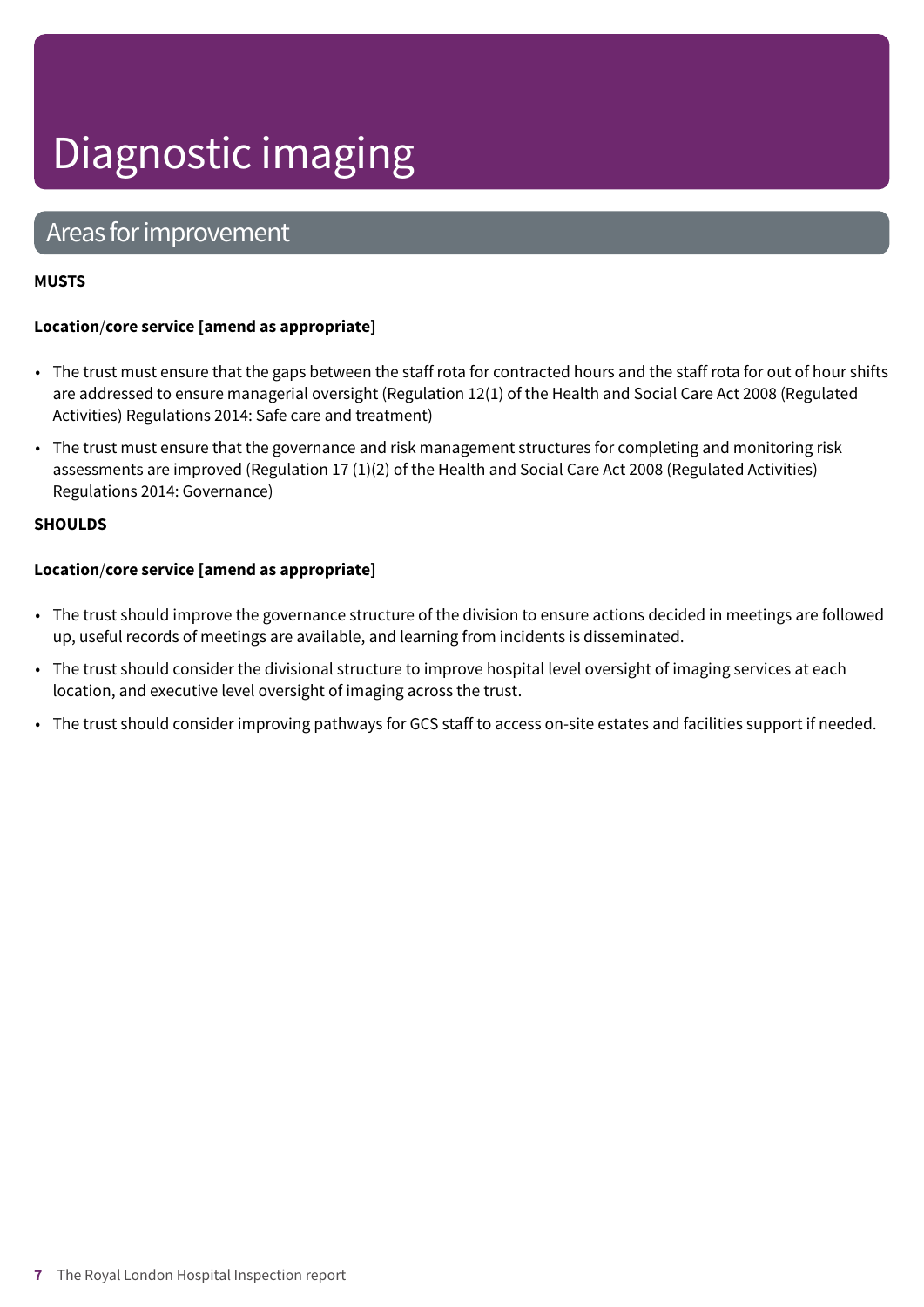# Diagnostic imaging

## Areas for improvement

**MUSTS**

**Location/core service [amend as appropriate]**

- The trust must ensure that the gaps between the staff rota for contracted hours and the staff rota for out of hour shifts are addressed to ensure managerial oversight (Regulation 12(1) of the Health and Social Care Act 2008 (Regulated Activities) Regulations 2014: Safe care and treatment)
- The trust must ensure that the governance and risk management structures for completing and monitoring risk assessments are improved (Regulation 17 (1)(2) of the Health and Social Care Act 2008 (Regulated Activities) Regulations 2014: Governance)

**SHOULDS**

**Location/core service [amend as appropriate]**

- The trust should improve the governance structure of the division to ensure actions decided in meetings are followed up, useful records of meetings are available, and learning from incidents is disseminated.
- The trust should consider the divisional structure to improve hospital level oversight of imaging services at each location, and executive level oversight of imaging across the trust.
- The trust should consider improving pathways for GCS staff to access on-site estates and facilities support if needed.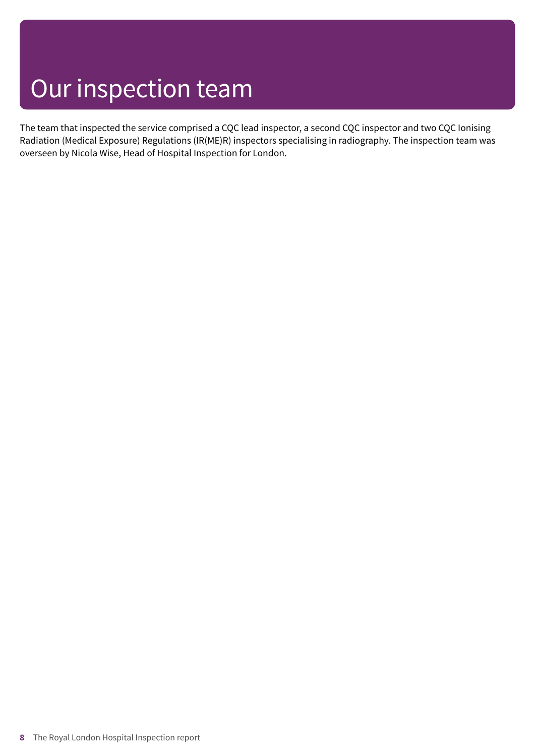# Our inspection team

The team that inspected the service comprised a CQC lead inspector, a second CQC inspector and two CQC Ionising Radiation (Medical Exposure) Regulations (IR(ME)R) inspectors specialising in radiography. The inspection team was overseen by Nicola Wise, Head of Hospital Inspection for London.